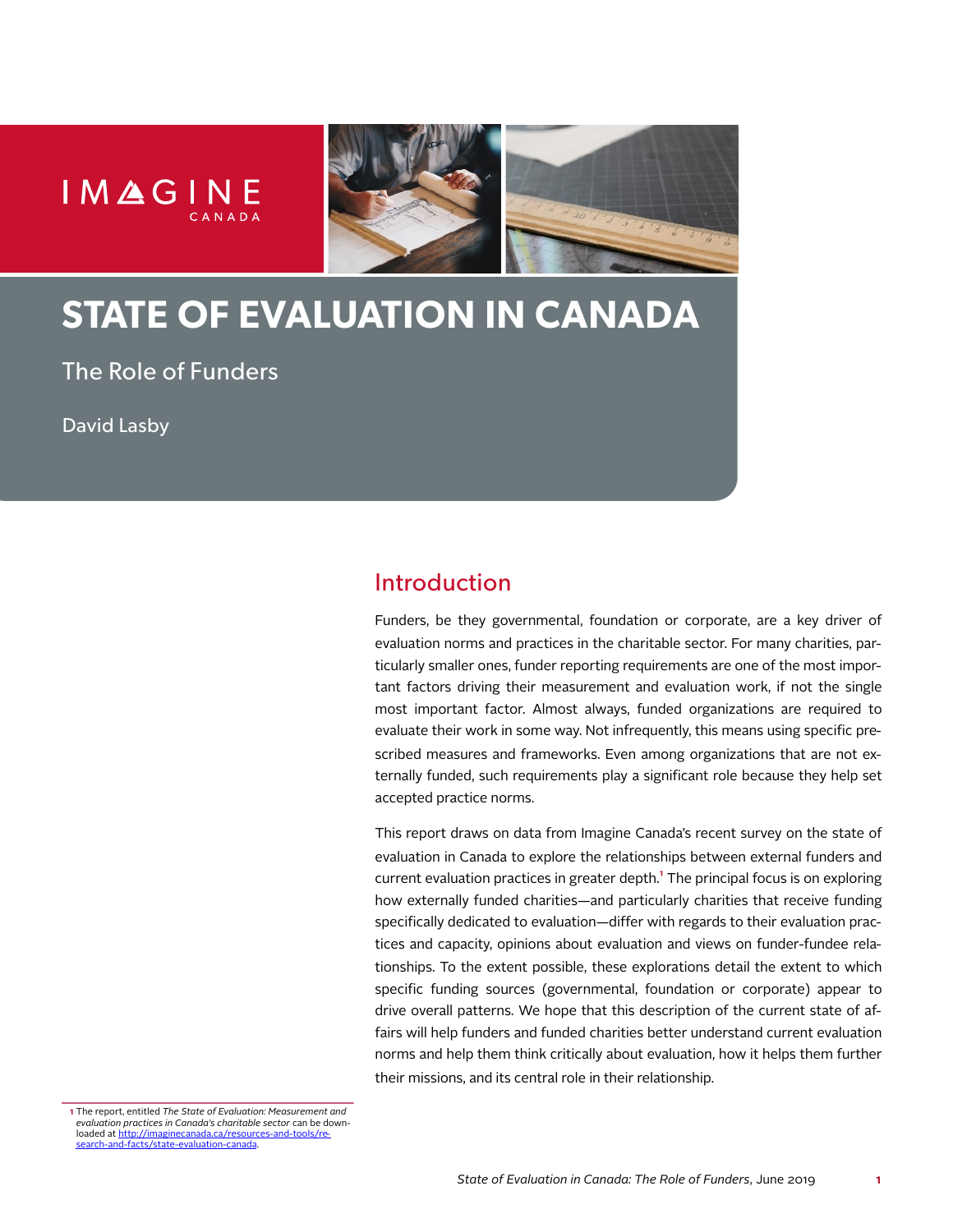IMAGINE CANADA

# STATE OF EVALUATION IN CANADA

## The Role of Funders

David Lasby

## Introduction

Funders, be they governmental, foundation or corporate, are a key driver of evaluation norms and practices in the charitable sector. For many charities, particularly smaller ones, funder reporting requirements are one of the most important factors driving their measurement and evaluation work, if not the single most important factor. Almost always, funded organizations are required to evaluate their work in some way. Not infrequently, this means using specific prescribed measures and frameworks. Even among organizations that are not externally funded, such requirements play a significant role because they help set accepted practice norms.

This report draws on data from Imagine Canada's recent survey on the state of evaluation in Canada to explore the relationships between external funders and current evaluation practices in greater depth.[1] The principal focus is on exploring how externally funded charities—and particularly charities that receive funding specifically dedicated to evaluation—differ with regards to their evaluation practices and capacity, opinions about evaluation and views on funder-fundee relationships. To the extent possible, these explorations detail the extent to which specific funding sources (governmental, foundation or corporate) appear to drive overall patterns. We hope that this description of the current state of affairs will help funders and funded charities better understand current evaluation norms and help them think critically about evaluation, how it helps them further their missions, and its central role in their relationship.

[1] The report, entitled *The State of Evaluation: Measurement and evaluation practices in Canada's charitable sector* can be downloaded at http://imaginecanada.ca/resources-and-tools/research-and-facts/state-evaluation-canada.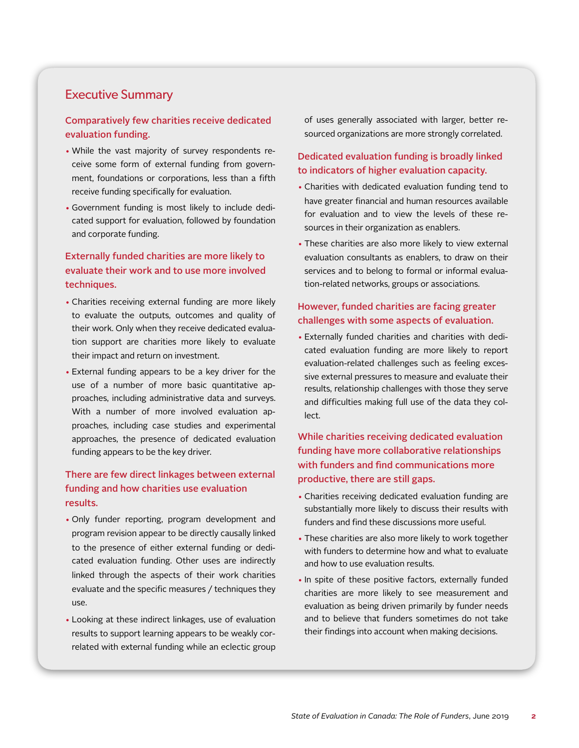## Executive Summary

### Comparatively few charities receive dedicated evaluation funding.

- While the vast majority of survey respondents receive some form of external funding from government, foundations or corporations, less than a fifth receive funding specifically for evaluation.
- Government funding is most likely to include dedicated support for evaluation, followed by foundation and corporate funding.

### Externally funded charities are more likely to evaluate their work and to use more involved techniques.

- Charities receiving external funding are more likely to evaluate the outputs, outcomes and quality of their work. Only when they receive dedicated evaluation support are charities more likely to evaluate their impact and return on investment.
- External funding appears to be a key driver for the use of a number of more basic quantitative approaches, including administrative data and surveys. With a number of more involved evaluation approaches, including case studies and experimental approaches, the presence of dedicated evaluation funding appears to be the key driver.

### There are few direct linkages between external funding and how charities use evaluation results.

- Only funder reporting, program development and program revision appear to be directly causally linked to the presence of either external funding or dedicated evaluation funding. Other uses are indirectly linked through the aspects of their work charities evaluate and the specific measures / techniques they use.
- Looking at these indirect linkages, use of evaluation results to support learning appears to be weakly correlated with external funding while an eclectic group of uses generally associated with larger, better resourced organizations are more strongly correlated.

### Dedicated evaluation funding is broadly linked to indicators of higher evaluation capacity.

- Charities with dedicated evaluation funding tend to have greater financial and human resources available for evaluation and to view the levels of these resources in their organization as enablers.
- These charities are also more likely to view external evaluation consultants as enablers, to draw on their services and to belong to formal or informal evaluation-related networks, groups or associations.

### However, funded charities are facing greater challenges with some aspects of evaluation.

- Externally funded charities and charities with dedicated evaluation funding are more likely to report evaluation-related challenges such as feeling excessive external pressures to measure and evaluate their results, relationship challenges with those they serve and difficulties making full use of the data they collect.

### While charities receiving dedicated evaluation funding have more collaborative relationships with funders and find communications more productive, there are still gaps.

- Charities receiving dedicated evaluation funding are substantially more likely to discuss their results with funders and find these discussions more useful.
- These charities are also more likely to work together with funders to determine how and what to evaluate and how to use evaluation results.
- In spite of these positive factors, externally funded charities are more likely to see measurement and evaluation as being driven primarily by funder needs and to believe that funders sometimes do not take their findings into account when making decisions.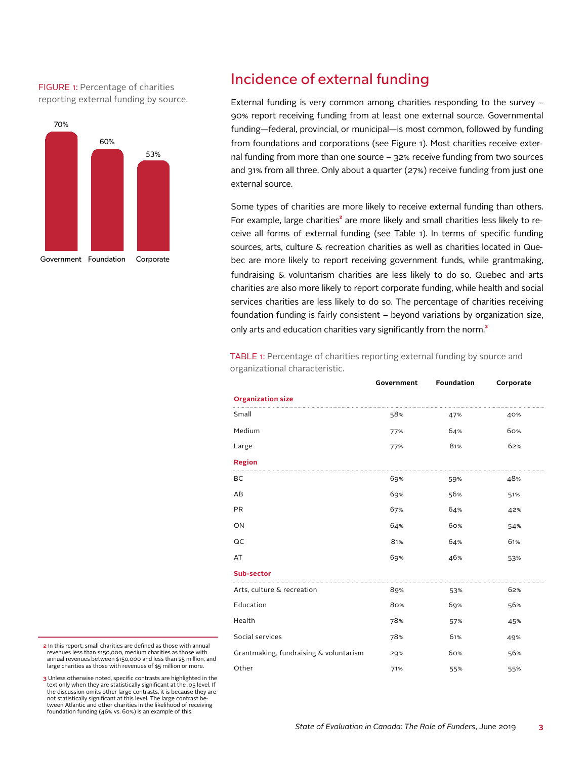FIGURE 1: Percentage of charities reporting external funding by source.

| Government | Foundation | Corporate |
|---|---|---|
| 70% | 60% | 53% |

## Incidence of external funding

External funding is very common among charities responding to the survey – 90% report receiving funding from at least one external source. Governmental funding—federal, provincial, or municipal—is most common, followed by funding from foundations and corporations (see Figure 1). Most charities receive external funding from more than one source – 32% receive funding from two sources and 31% from all three. Only about a quarter (27%) receive funding from just one external source.

Some types of charities are more likely to receive external funding than others. For example, large charities[2] are more likely and small charities less likely to receive all forms of external funding (see Table 1). In terms of specific funding sources, arts, culture & recreation charities as well as charities located in Quebec are more likely to report receiving government funds, while grantmaking, fundraising & voluntarism charities are less likely to do so. Quebec and arts charities are also more likely to report corporate funding, while health and social services charities are less likely to do so. The percentage of charities receiving foundation funding is fairly consistent – beyond variations by organization size, only arts and education charities vary significantly from the norm.[3]

TABLE 1: Percentage of charities reporting external funding by source and organizational characteristic.

| | Government | Foundation | Corporate |
|---|---|---|---|
| **Organization size** | | | |
| Small | 58% | 47% | 40% |
| Medium | 77% | 64% | 60% |
| Large | 77% | 81% | 62% |
| **Region** | | | |
| BC | 69% | 59% | 48% |
| AB | 69% | 56% | 51% |
| PR | 67% | 64% | 42% |
| ON | 64% | 60% | 54% |
| QC | 81% | 64% | 61% |
| AT | 69% | 46% | 53% |
| **Sub-sector** | | | |
| Arts, culture & recreation | 89% | 53% | 62% |
| Education | 80% | 69% | 56% |
| Health | 78% | 57% | 45% |
| Social services | 78% | 61% | 49% |
| Grantmaking, fundraising & voluntarism | 29% | 60% | 56% |
| Other | 71% | 55% | 55% |

[2] In this report, small charities are defined as those with annual revenues less than $150,000, medium charities as those with annual revenues between $150,000 and less than $5 million, and large charities as those with revenues of $5 million or more.

[3] Unless otherwise noted, specific contrasts are highlighted in the text only when they are statistically significant at the .05 level. If the discussion omits other large contrasts, it is because they are not statistically significant at this level. The large contrast between Atlantic and other charities in the likelihood of receiving foundation funding (46% vs. 60%) is an example of this.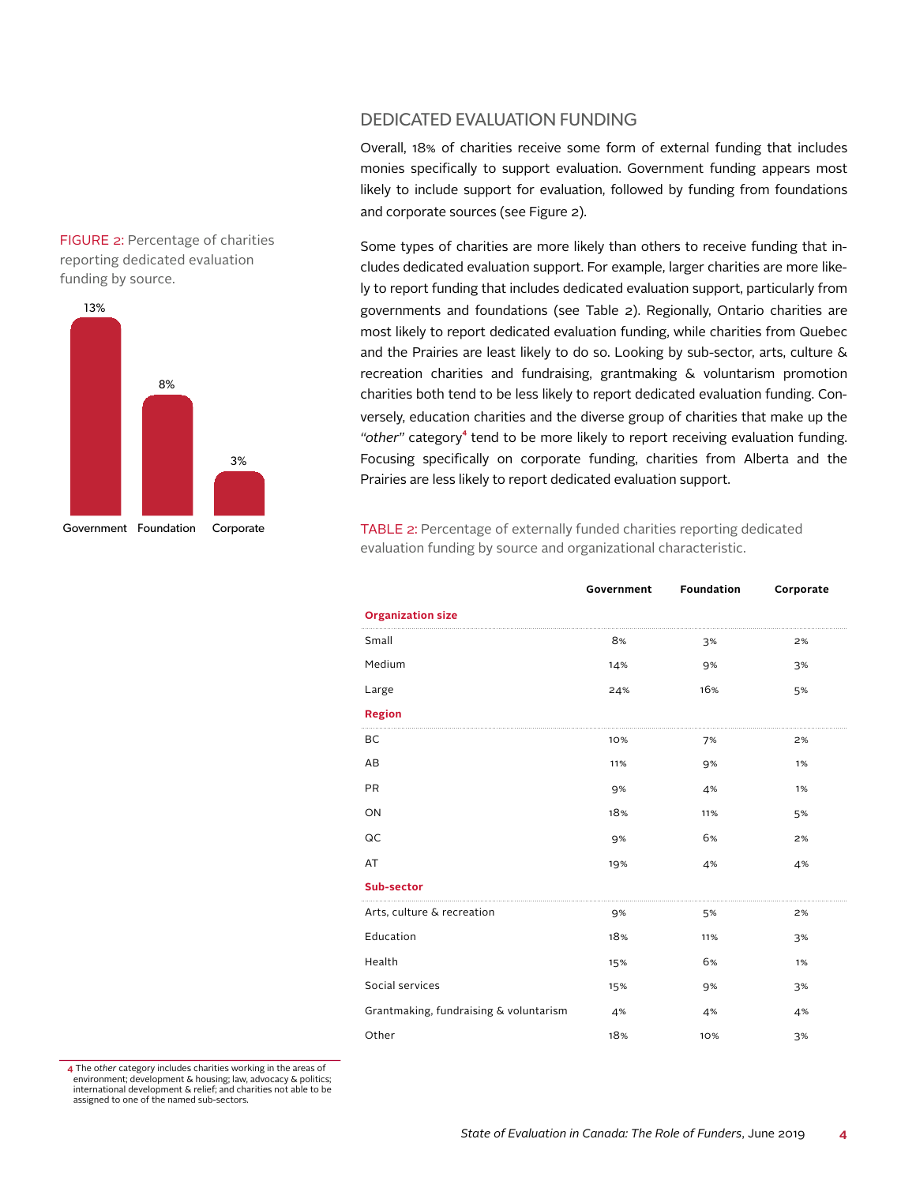## DEDICATED EVALUATION FUNDING

Overall, 18% of charities receive some form of external funding that includes monies specifically to support evaluation. Government funding appears most likely to include support for evaluation, followed by funding from foundations and corporate sources (see Figure 2).

FIGURE 2: Percentage of charities reporting dedicated evaluation funding by source.

| Source | Percentage |
|---|---|
| Government | 13% |
| Foundation | 8% |
| Corporate | 3% |

Some types of charities are more likely than others to receive funding that includes dedicated evaluation support. For example, larger charities are more likely to report funding that includes dedicated evaluation support, particularly from governments and foundations (see Table 2). Regionally, Ontario charities are most likely to report dedicated evaluation funding, while charities from Quebec and the Prairies are least likely to do so. Looking by sub-sector, arts, culture & recreation charities and fundraising, grantmaking & voluntarism promotion charities both tend to be less likely to report dedicated evaluation funding. Conversely, education charities and the diverse group of charities that make up the *"other"* category[4] tend to be more likely to report receiving evaluation funding. Focusing specifically on corporate funding, charities from Alberta and the Prairies are less likely to report dedicated evaluation support.

TABLE 2: Percentage of externally funded charities reporting dedicated evaluation funding by source and organizational characteristic.

| | Government | Foundation | Corporate |
|---|---|---|---|
| **Organization size** | | | |
| Small | 8% | 3% | 2% |
| Medium | 14% | 9% | 3% |
| Large | 24% | 16% | 5% |
| **Region** | | | |
| BC | 10% | 7% | 2% |
| AB | 11% | 9% | 1% |
| PR | 9% | 4% | 1% |
| ON | 18% | 11% | 5% |
| QC | 9% | 6% | 2% |
| AT | 19% | 4% | 4% |
| **Sub-sector** | | | |
| Arts, culture & recreation | 9% | 5% | 2% |
| Education | 18% | 11% | 3% |
| Health | 15% | 6% | 1% |
| Social services | 15% | 9% | 3% |
| Grantmaking, fundraising & voluntarism | 4% | 4% | 4% |
| Other | 18% | 10% | 3% |

4 The *other* category includes charities working in the areas of environment; development & housing; law, advocacy & politics; international development & relief; and charities not able to be assigned to one of the named sub-sectors.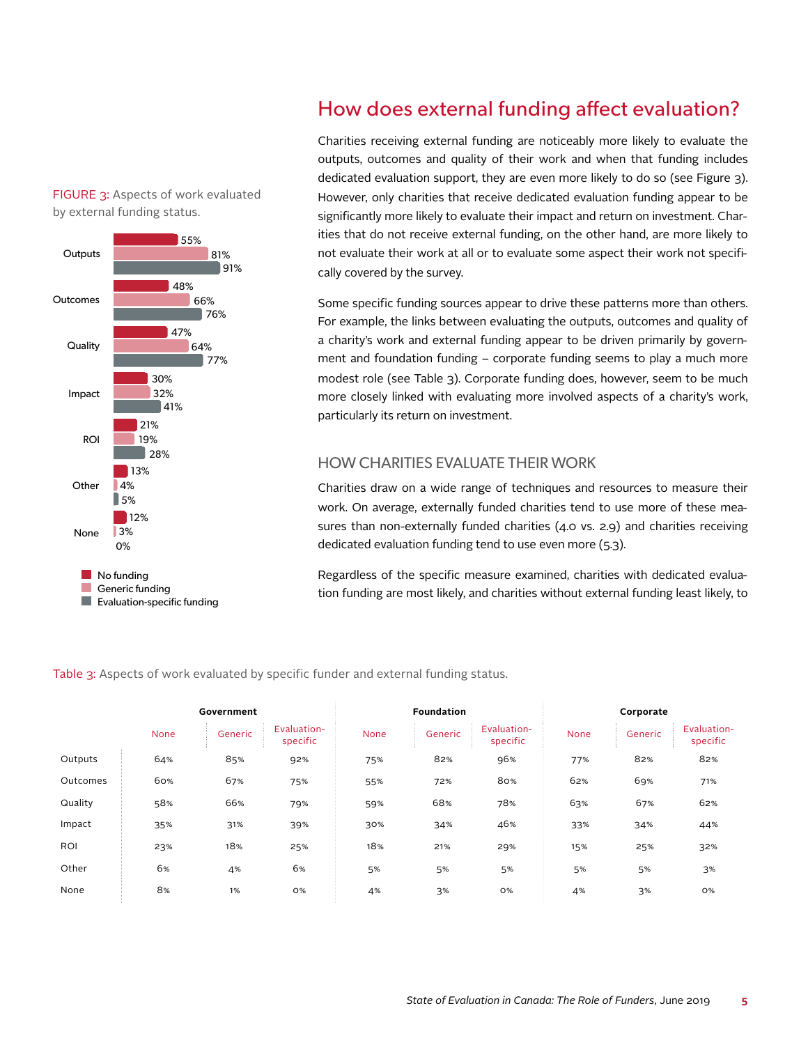FIGURE 3: Aspects of work evaluated by external funding status.

| | No funding | Generic funding | Evaluation-specific funding |
|---|---|---|---|
| Outputs | 55% | 81% | 91% |
| Outcomes | 48% | 66% | 76% |
| Quality | 47% | 64% | 77% |
| Impact | 30% | 32% | 41% |
| ROI | 21% | 19% | 28% |
| Other | 13% | 4% | 5% |
| None | 12% | 3% | 0% |

## How does external funding affect evaluation?

Charities receiving external funding are noticeably more likely to evaluate the outputs, outcomes and quality of their work and when that funding includes dedicated evaluation support, they are even more likely to do so (see Figure 3). However, only charities that receive dedicated evaluation funding appear to be significantly more likely to evaluate their impact and return on investment. Charities that do not receive external funding, on the other hand, are more likely to not evaluate their work at all or to evaluate some aspect their work not specifically covered by the survey.

Some specific funding sources appear to drive these patterns more than others. For example, the links between evaluating the outputs, outcomes and quality of a charity's work and external funding appear to be driven primarily by government and foundation funding – corporate funding seems to play a much more modest role (see Table 3). Corporate funding does, however, seem to be much more closely linked with evaluating more involved aspects of a charity's work, particularly its return on investment.

### HOW CHARITIES EVALUATE THEIR WORK

Charities draw on a wide range of techniques and resources to measure their work. On average, externally funded charities tend to use more of these measures than non-externally funded charities (4.0 vs. 2.9) and charities receiving dedicated evaluation funding tend to use even more (5.3).

Regardless of the specific measure examined, charities with dedicated evaluation funding are most likely, and charities without external funding least likely, to

Table 3: Aspects of work evaluated by specific funder and external funding status.

| | Government | | | Foundation | | | Corporate | | |
|---|---|---|---|---|---|---|---|---|---|
| | None | Generic | Evaluation-specific | None | Generic | Evaluation-specific | None | Generic | Evaluation-specific |
| Outputs | 64% | 85% | 92% | 75% | 82% | 96% | 77% | 82% | 82% |
| Outcomes | 60% | 67% | 75% | 55% | 72% | 80% | 62% | 69% | 71% |
| Quality | 58% | 66% | 79% | 59% | 68% | 78% | 63% | 67% | 62% |
| Impact | 35% | 31% | 39% | 30% | 34% | 46% | 33% | 34% | 44% |
| ROI | 23% | 18% | 25% | 18% | 21% | 29% | 15% | 25% | 32% |
| Other | 6% | 4% | 6% | 5% | 5% | 5% | 5% | 5% | 3% |
| None | 8% | 1% | 0% | 4% | 3% | 0% | 4% | 3% | 0% |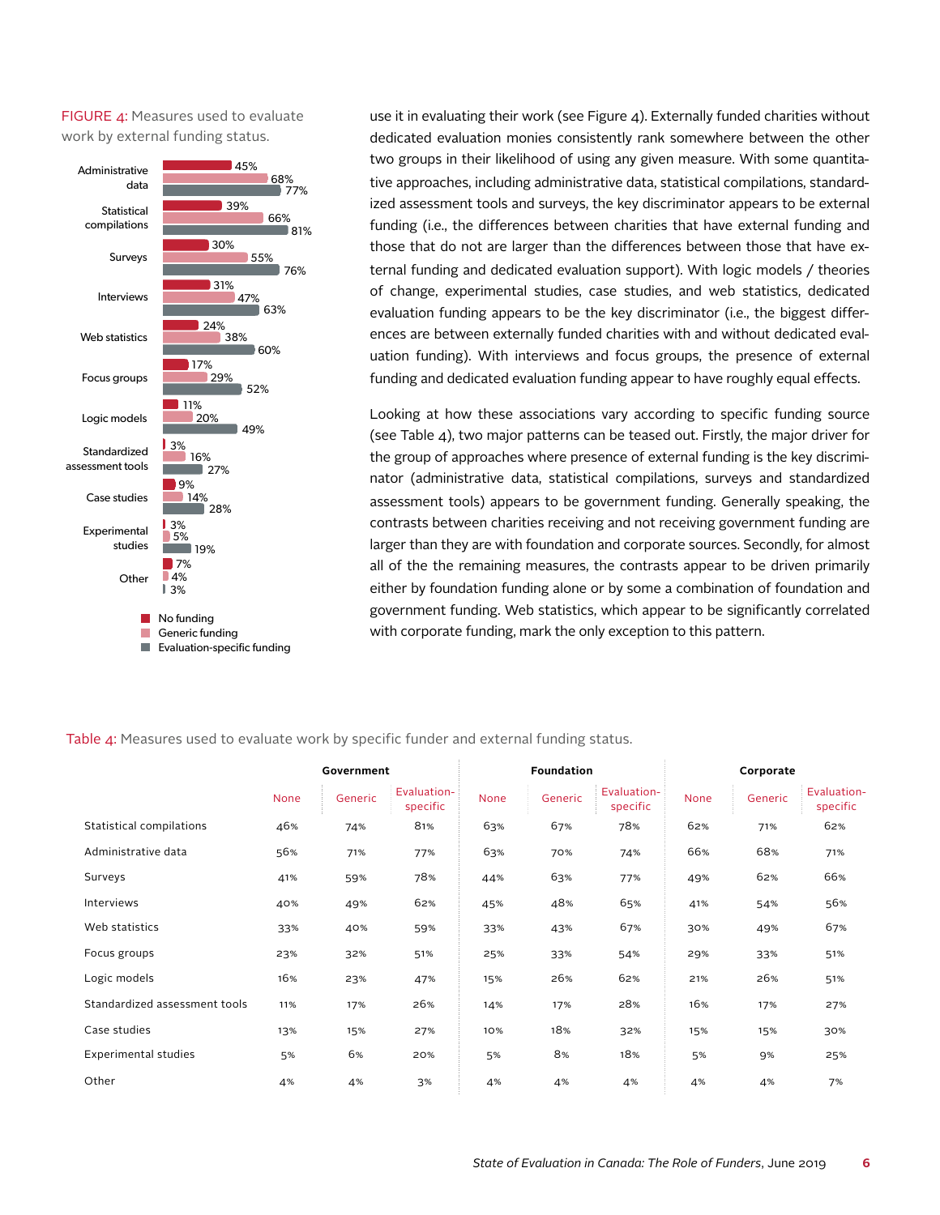FIGURE 4: Measures used to evaluate work by external funding status.

| | No funding | Generic funding | Evaluation-specific funding |
|---|---|---|---|
| Administrative data | 45% | 68% | 77% |
| Statistical compilations | 39% | 66% | 81% |
| Surveys | 30% | 55% | 76% |
| Interviews | 31% | 47% | 63% |
| Web statistics | 24% | 38% | 60% |
| Focus groups | 17% | 29% | 52% |
| Logic models | 11% | 20% | 49% |
| Standardized assessment tools | 3% | 16% | 27% |
| Case studies | 9% | 14% | 28% |
| Experimental studies | 3% | 5% | 19% |
| Other | 7% | 4% | 3% |

use it in evaluating their work (see Figure 4). Externally funded charities without dedicated evaluation monies consistently rank somewhere between the other two groups in their likelihood of using any given measure. With some quantitative approaches, including administrative data, statistical compilations, standardized assessment tools and surveys, the key discriminator appears to be external funding (i.e., the differences between charities that have external funding and those that do not are larger than the differences between those that have external funding and dedicated evaluation support). With logic models / theories of change, experimental studies, case studies, and web statistics, dedicated evaluation funding appears to be the key discriminator (i.e., the biggest differences are between externally funded charities with and without dedicated evaluation funding). With interviews and focus groups, the presence of external funding and dedicated evaluation funding appear to have roughly equal effects.

Looking at how these associations vary according to specific funding source (see Table 4), two major patterns can be teased out. Firstly, the major driver for the group of approaches where presence of external funding is the key discriminator (administrative data, statistical compilations, surveys and standardized assessment tools) appears to be government funding. Generally speaking, the contrasts between charities receiving and not receiving government funding are larger than they are with foundation and corporate sources. Secondly, for almost all of the the remaining measures, the contrasts appear to be driven primarily either by foundation funding alone or by some a combination of foundation and government funding. Web statistics, which appear to be significantly correlated with corporate funding, mark the only exception to this pattern.

Table 4: Measures used to evaluate work by specific funder and external funding status.

| | Government | | | Foundation | | | Corporate | | |
|---|---|---|---|---|---|---|---|---|---|
| | None | Generic | Evaluation-specific | None | Generic | Evaluation-specific | None | Generic | Evaluation-specific |
| Statistical compilations | 46% | 74% | 81% | 63% | 67% | 78% | 62% | 71% | 62% |
| Administrative data | 56% | 71% | 77% | 63% | 70% | 74% | 66% | 68% | 71% |
| Surveys | 41% | 59% | 78% | 44% | 63% | 77% | 49% | 62% | 66% |
| Interviews | 40% | 49% | 62% | 45% | 48% | 65% | 41% | 54% | 56% |
| Web statistics | 33% | 40% | 59% | 33% | 43% | 67% | 30% | 49% | 67% |
| Focus groups | 23% | 32% | 51% | 25% | 33% | 54% | 29% | 33% | 51% |
| Logic models | 16% | 23% | 47% | 15% | 26% | 62% | 21% | 26% | 51% |
| Standardized assessment tools | 11% | 17% | 26% | 14% | 17% | 28% | 16% | 17% | 27% |
| Case studies | 13% | 15% | 27% | 10% | 18% | 32% | 15% | 15% | 30% |
| Experimental studies | 5% | 6% | 20% | 5% | 8% | 18% | 5% | 9% | 25% |
| Other | 4% | 4% | 3% | 4% | 4% | 4% | 4% | 4% | 7% |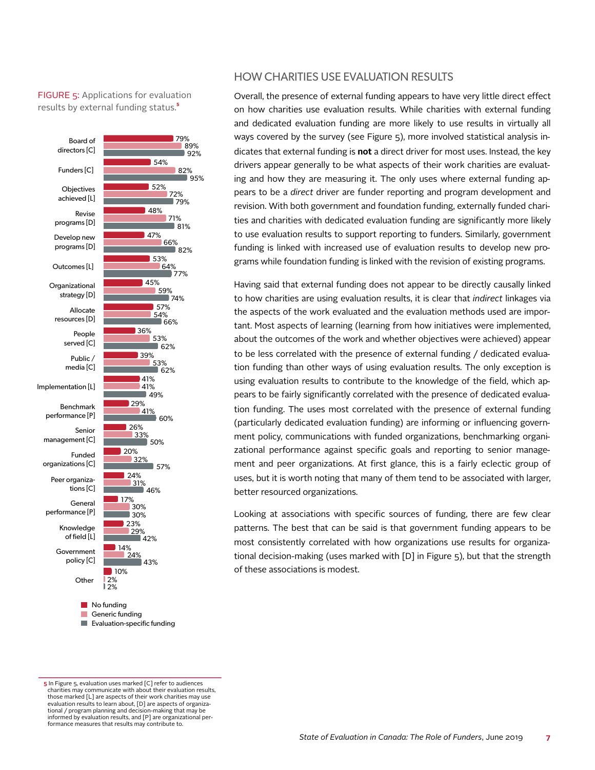FIGURE 5: Applications for evaluation results by external funding status.[5]

| Use | No funding | Generic funding | Evaluation-specific funding |
|---|---|---|---|
| Board of directors [C] | 79% | 89% | 92% |
| Funders [C] | 54% | 82% | 95% |
| Objectives achieved [L] | 52% | 72% | 79% |
| Revise programs [D] | 48% | 71% | 81% |
| Develop new programs [D] | 47% | 66% | 82% |
| Outcomes [L] | 53% | 64% | 77% |
| Organizational strategy [D] | 45% | 59% | 74% |
| Allocate resources [D] | 57% | 54% | 66% |
| People served [C] | 36% | 53% | 62% |
| Public / media [C] | 39% | 53% | 62% |
| Implementation [L] | 41% | 41% | 49% |
| Benchmark performance [P] | 29% | 41% | 60% |
| Senior management [C] | 26% | 33% | 50% |
| Funded organizations [C] | 20% | 32% | 57% |
| Peer organizations [C] | 24% | 31% | 46% |
| General performance [P] | 17% | 30% | 30% |
| Knowledge of field [L] | 23% | 29% | 42% |
| Government policy [C] | 14% | 24% | 43% |
| Other | 10% | 2% | 2% |

## HOW CHARITIES USE EVALUATION RESULTS

Overall, the presence of external funding appears to have very little direct effect on how charities use evaluation results. While charities with external funding and dedicated evaluation funding are more likely to use results in virtually all ways covered by the survey (see Figure 5), more involved statistical analysis indicates that external funding is **not** a direct driver for most uses. Instead, the key drivers appear generally to be what aspects of their work charities are evaluating and how they are measuring it. The only uses where external funding appears to be a *direct* driver are funder reporting and program development and revision. With both government and foundation funding, externally funded charities and charities with dedicated evaluation funding are significantly more likely to use evaluation results to support reporting to funders. Similarly, government funding is linked with increased use of evaluation results to develop new programs while foundation funding is linked with the revision of existing programs.

Having said that external funding does not appear to be directly causally linked to how charities are using evaluation results, it is clear that *indirect* linkages via the aspects of the work evaluated and the evaluation methods used are important. Most aspects of learning (learning from how initiatives were implemented, about the outcomes of the work and whether objectives were achieved) appear to be less correlated with the presence of external funding / dedicated evaluation funding than other ways of using evaluation results. The only exception is using evaluation results to contribute to the knowledge of the field, which appears to be fairly significantly correlated with the presence of dedicated evaluation funding. The uses most correlated with the presence of external funding (particularly dedicated evaluation funding) are informing or influencing government policy, communications with funded organizations, benchmarking organizational performance against specific goals and reporting to senior management and peer organizations. At first glance, this is a fairly eclectic group of uses, but it is worth noting that many of them tend to be associated with larger, better resourced organizations.

Looking at associations with specific sources of funding, there are few clear patterns. The best that can be said is that government funding appears to be most consistently correlated with how organizations use results for organizational decision-making (uses marked with [D] in Figure 5), but that the strength of these associations is modest.

[5] In Figure 5, evaluation uses marked [C] refer to audiences charities may communicate with about their evaluation results, those marked [L] are aspects of their work charities may use evaluation results to learn about, [D] are aspects of organizational / program planning and decision-making that may be informed by evaluation results, and [P] are organizational performance measures that results may contribute to.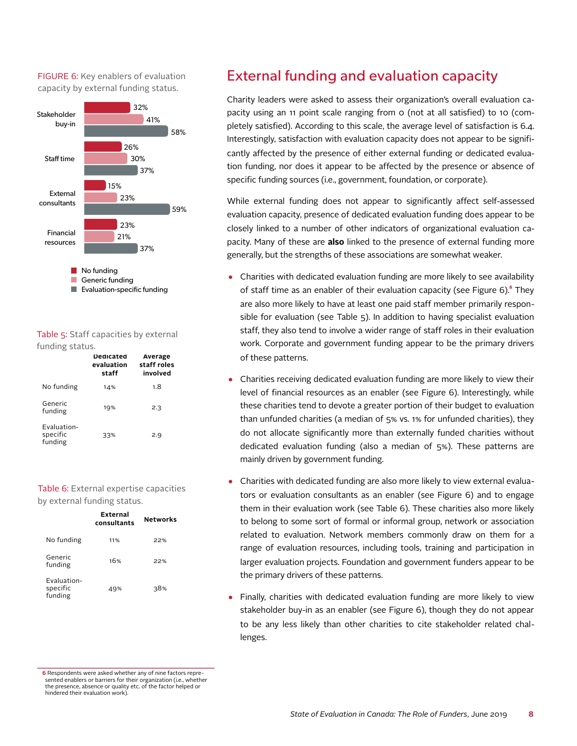FIGURE 6: Key enablers of evaluation capacity by external funding status.

| | No funding | Generic funding | Evaluation-specific funding |
|---|---|---|---|
| Stakeholder buy-in | 32% | 41% | 58% |
| Staff time | 26% | 30% | 37% |
| External consultants | 15% | 23% | 59% |
| Financial resources | 23% | 21% | 37% |

Table 5: Staff capacities by external funding status.

| | Dedicated evaluation staff | Average staff roles involved |
|---|---|---|
| No funding | 14% | 1.8 |
| Generic funding | 19% | 2.3 |
| Evaluation-specific funding | 33% | 2.9 |

Table 6: External expertise capacities by external funding status.

| | External consultants | Networks |
|---|---|---|
| No funding | 11% | 22% |
| Generic funding | 16% | 22% |
| Evaluation-specific funding | 49% | 38% |

## External funding and evaluation capacity

Charity leaders were asked to assess their organization's overall evaluation capacity using an 11 point scale ranging from 0 (not at all satisfied) to 10 (completely satisfied). According to this scale, the average level of satisfaction is 6.4. Interestingly, satisfaction with evaluation capacity does not appear to be significantly affected by the presence of either external funding or dedicated evaluation funding, nor does it appear to be affected by the presence or absence of specific funding sources (i.e., government, foundation, or corporate).

While external funding does not appear to significantly affect self-assessed evaluation capacity, presence of dedicated evaluation funding does appear to be closely linked to a number of other indicators of organizational evaluation capacity. Many of these are **also** linked to the presence of external funding more generally, but the strengths of these associations are somewhat weaker.

- Charities with dedicated evaluation funding are more likely to see availability of staff time as an enabler of their evaluation capacity (see Figure 6).[6] They are also more likely to have at least one paid staff member primarily responsible for evaluation (see Table 5). In addition to having specialist evaluation staff, they also tend to involve a wider range of staff roles in their evaluation work. Corporate and government funding appear to be the primary drivers of these patterns.
- Charities receiving dedicated evaluation funding are more likely to view their level of financial resources as an enabler (see Figure 6). Interestingly, while these charities tend to devote a greater portion of their budget to evaluation than unfunded charities (a median of 5% vs. 1% for unfunded charities), they do not allocate significantly more than externally funded charities without dedicated evaluation funding (also a median of 5%). These patterns are mainly driven by government funding.
- Charities with dedicated funding are also more likely to view external evaluators or evaluation consultants as an enabler (see Figure 6) and to engage them in their evaluation work (see Table 6). These charities also more likely to belong to some sort of formal or informal group, network or association related to evaluation. Network members commonly draw on them for a range of evaluation resources, including tools, training and participation in larger evaluation projects. Foundation and government funders appear to be the primary drivers of these patterns.
- Finally, charities with dedicated evaluation funding are more likely to view stakeholder buy-in as an enabler (see Figure 6), though they do not appear to be any less likely than other charities to cite stakeholder related challenges.

6 Respondents were asked whether any of nine factors represented enablers or barriers for their organization (i.e., whether the presence, absence or quality etc. of the factor helped or hindered their evaluation work).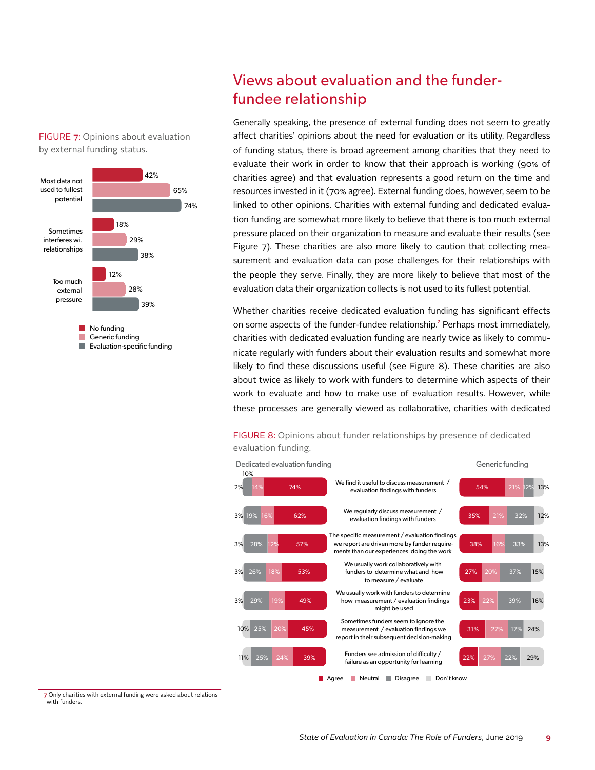## Views about evaluation and the funder-fundee relationship

Generally speaking, the presence of external funding does not seem to greatly affect charities' opinions about the need for evaluation or its utility. Regardless of funding status, there is broad agreement among charities that they need to evaluate their work in order to know that their approach is working (90% of charities agree) and that evaluation represents a good return on the time and resources invested in it (70% agree). External funding does, however, seem to be linked to other opinions. Charities with external funding and dedicated evaluation funding are somewhat more likely to believe that there is too much external pressure placed on their organization to measure and evaluate their results (see Figure 7). These charities are also more likely to caution that collecting measurement and evaluation data can pose challenges for their relationships with the people they serve. Finally, they are more likely to believe that most of the evaluation data their organization collects is not used to its fullest potential.

Whether charities receive dedicated evaluation funding has significant effects on some aspects of the funder-fundee relationship.[7] Perhaps most immediately, charities with dedicated evaluation funding are nearly twice as likely to communicate regularly with funders about their evaluation results and somewhat more likely to find these discussions useful (see Figure 8). These charities are also about twice as likely to work with funders to determine which aspects of their work to evaluate and how to make use of evaluation results. However, while these processes are generally viewed as collaborative, charities with dedicated

FIGURE 7: Opinions about evaluation by external funding status.

| | No funding | Generic funding | Evaluation-specific funding |
|---|---|---|---|
| Most data not used to fullest potential | 42% | 65% | 74% |
| Sometimes interferes wi. relationships | 18% | 29% | 38% |
| Too much external pressure | 12% | 28% | 39% |

FIGURE 8: Opinions about funder relationships by presence of dedicated evaluation funding.

| Statement | Dedicated evaluation funding: Agree | Neutral | Disagree | Don't know | Generic funding: Agree | Neutral | Disagree | Don't know |
|---|---|---|---|---|---|---|---|---|
| We find it useful to discuss measurement / evaluation findings with funders | 74% | 14% | 10% | 2% | 54% | 21% | 12% | 13% |
| We regularly discuss measurement / evaluation findings with funders | 62% | 16% | 19% | 3% | 35% | 21% | 32% | 12% |
| The specific measurement / evaluation findings we report are driven more by funder requirements than our experiences doing the work | 57% | 12% | 28% | 3% | 38% | 16% | 33% | 13% |
| We usually work collaboratively with funders to determine what and how to measure / evaluate | 53% | 18% | 26% | 3% | 27% | 20% | 37% | 15% |
| We usually work with funders to determine how measurement / evaluation findings might be used | 49% | 19% | 29% | 3% | 23% | 22% | 39% | 16% |
| Sometimes funders seem to ignore the measurement / evaluation findings we report in their subsequent decision-making | 45% | 20% | 25% | 10% | 31% | 27% | 17% | 24% |
| Funders see admission of difficulty / failure as an opportunity for learning | 39% | 24% | 25% | 11% | 22% | 27% | 22% | 29% |

[7] Only charities with external funding were asked about relations with funders.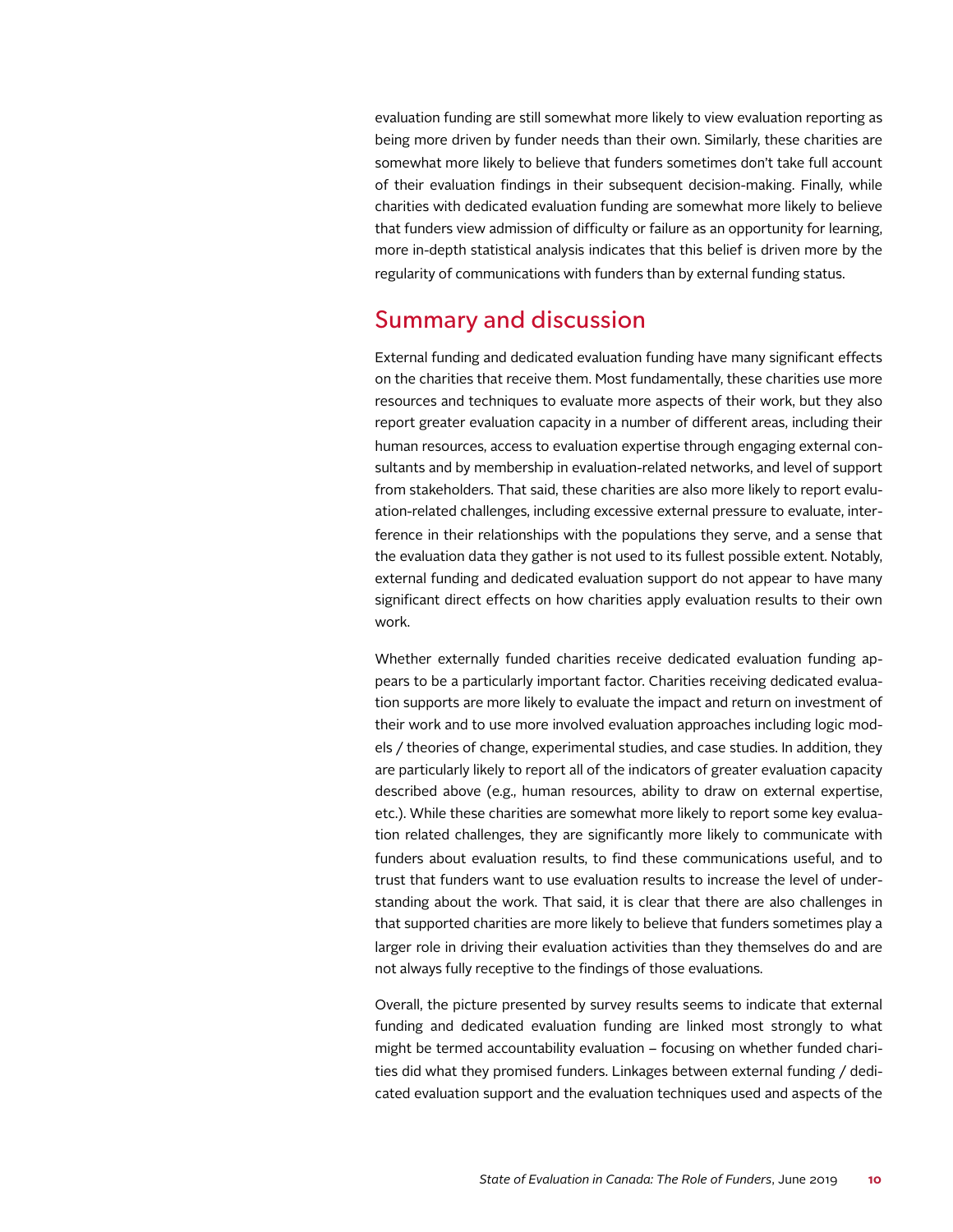evaluation funding are still somewhat more likely to view evaluation reporting as being more driven by funder needs than their own. Similarly, these charities are somewhat more likely to believe that funders sometimes don't take full account of their evaluation findings in their subsequent decision-making. Finally, while charities with dedicated evaluation funding are somewhat more likely to believe that funders view admission of difficulty or failure as an opportunity for learning, more in-depth statistical analysis indicates that this belief is driven more by the regularity of communications with funders than by external funding status.

## Summary and discussion

External funding and dedicated evaluation funding have many significant effects on the charities that receive them. Most fundamentally, these charities use more resources and techniques to evaluate more aspects of their work, but they also report greater evaluation capacity in a number of different areas, including their human resources, access to evaluation expertise through engaging external consultants and by membership in evaluation-related networks, and level of support from stakeholders. That said, these charities are also more likely to report evaluation-related challenges, including excessive external pressure to evaluate, interference in their relationships with the populations they serve, and a sense that the evaluation data they gather is not used to its fullest possible extent. Notably, external funding and dedicated evaluation support do not appear to have many significant direct effects on how charities apply evaluation results to their own work.

Whether externally funded charities receive dedicated evaluation funding appears to be a particularly important factor. Charities receiving dedicated evaluation supports are more likely to evaluate the impact and return on investment of their work and to use more involved evaluation approaches including logic models / theories of change, experimental studies, and case studies. In addition, they are particularly likely to report all of the indicators of greater evaluation capacity described above (e.g., human resources, ability to draw on external expertise, etc.). While these charities are somewhat more likely to report some key evaluation related challenges, they are significantly more likely to communicate with funders about evaluation results, to find these communications useful, and to trust that funders want to use evaluation results to increase the level of understanding about the work. That said, it is clear that there are also challenges in that supported charities are more likely to believe that funders sometimes play a larger role in driving their evaluation activities than they themselves do and are not always fully receptive to the findings of those evaluations.

Overall, the picture presented by survey results seems to indicate that external funding and dedicated evaluation funding are linked most strongly to what might be termed accountability evaluation – focusing on whether funded charities did what they promised funders. Linkages between external funding / dedicated evaluation support and the evaluation techniques used and aspects of the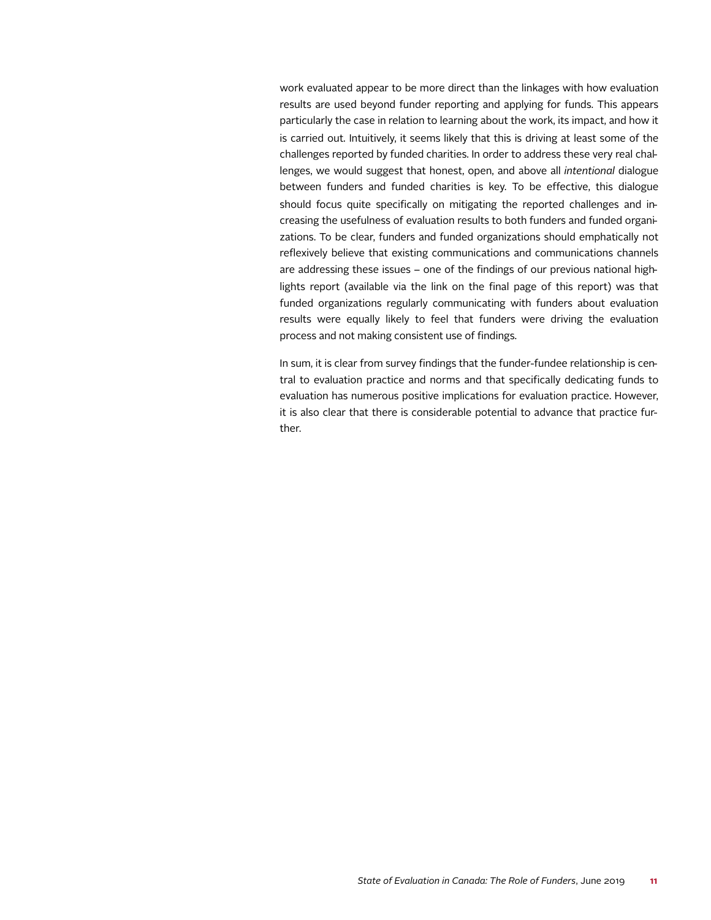work evaluated appear to be more direct than the linkages with how evaluation results are used beyond funder reporting and applying for funds. This appears particularly the case in relation to learning about the work, its impact, and how it is carried out. Intuitively, it seems likely that this is driving at least some of the challenges reported by funded charities. In order to address these very real challenges, we would suggest that honest, open, and above all *intentional* dialogue between funders and funded charities is key. To be effective, this dialogue should focus quite specifically on mitigating the reported challenges and increasing the usefulness of evaluation results to both funders and funded organizations. To be clear, funders and funded organizations should emphatically not reflexively believe that existing communications and communications channels are addressing these issues – one of the findings of our previous national highlights report (available via the link on the final page of this report) was that funded organizations regularly communicating with funders about evaluation results were equally likely to feel that funders were driving the evaluation process and not making consistent use of findings.

In sum, it is clear from survey findings that the funder-fundee relationship is central to evaluation practice and norms and that specifically dedicating funds to evaluation has numerous positive implications for evaluation practice. However, it is also clear that there is considerable potential to advance that practice further.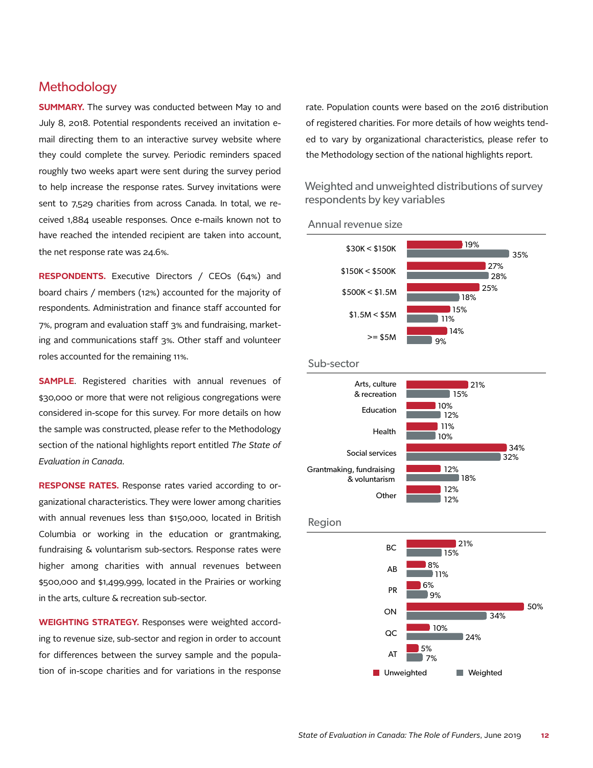## Methodology

**SUMMARY.** The survey was conducted between May 10 and July 8, 2018. Potential respondents received an invitation e-mail directing them to an interactive survey website where they could complete the survey. Periodic reminders spaced roughly two weeks apart were sent during the survey period to help increase the response rates. Survey invitations were sent to 7,529 charities from across Canada. In total, we received 1,884 useable responses. Once e-mails known not to have reached the intended recipient are taken into account, the net response rate was 24.6%.

**RESPONDENTS.** Executive Directors / CEOs (64%) and board chairs / members (12%) accounted for the majority of respondents. Administration and finance staff accounted for 7%, program and evaluation staff 3% and fundraising, marketing and communications staff 3%. Other staff and volunteer roles accounted for the remaining 11%.

**SAMPLE**. Registered charities with annual revenues of $30,000 or more that were not religious congregations were considered in-scope for this survey. For more details on how the sample was constructed, please refer to the Methodology section of the national highlights report entitled *The State of Evaluation in Canada*.

**RESPONSE RATES.** Response rates varied according to organizational characteristics. They were lower among charities with annual revenues less than $150,000, located in British Columbia or working in the education or grantmaking, fundraising & voluntarism sub-sectors. Response rates were higher among charities with annual revenues between $500,000 and $1,499,999, located in the Prairies or working in the arts, culture & recreation sub-sector.

**WEIGHTING STRATEGY.** Responses were weighted according to revenue size, sub-sector and region in order to account for differences between the survey sample and the population of in-scope charities and for variations in the response rate. Population counts were based on the 2016 distribution of registered charities. For more details of how weights tended to vary by organizational characteristics, please refer to the Methodology section of the national highlights report.

### Weighted and unweighted distributions of survey respondents by key variables

**Annual revenue size**

| | Unweighted | Weighted |
|---|---|---|
| $30K < $150K | 19% | 35% |
| $150K < $500K | 27% | 28% |
| $500K < $1.5M | 25% | 18% |
| $1.5M < $5M | 15% | 11% |
| >= $5M | 14% | 9% |

**Sub-sector**

| | Unweighted | Weighted |
|---|---|---|
| Arts, culture & recreation | 21% | 15% |
| Education | 10% | 12% |
| Health | 11% | 10% |
| Social services | 34% | 32% |
| Grantmaking, fundraising & voluntarism | 12% | 18% |
| Other | 12% | 12% |

**Region**

| | Unweighted | Weighted |
|---|---|---|
| BC | 21% | 15% |
| AB | 8% | 11% |
| PR | 6% | 9% |
| ON | 50% | 34% |
| QC | 10% | 24% |
| AT | 5% | 7% |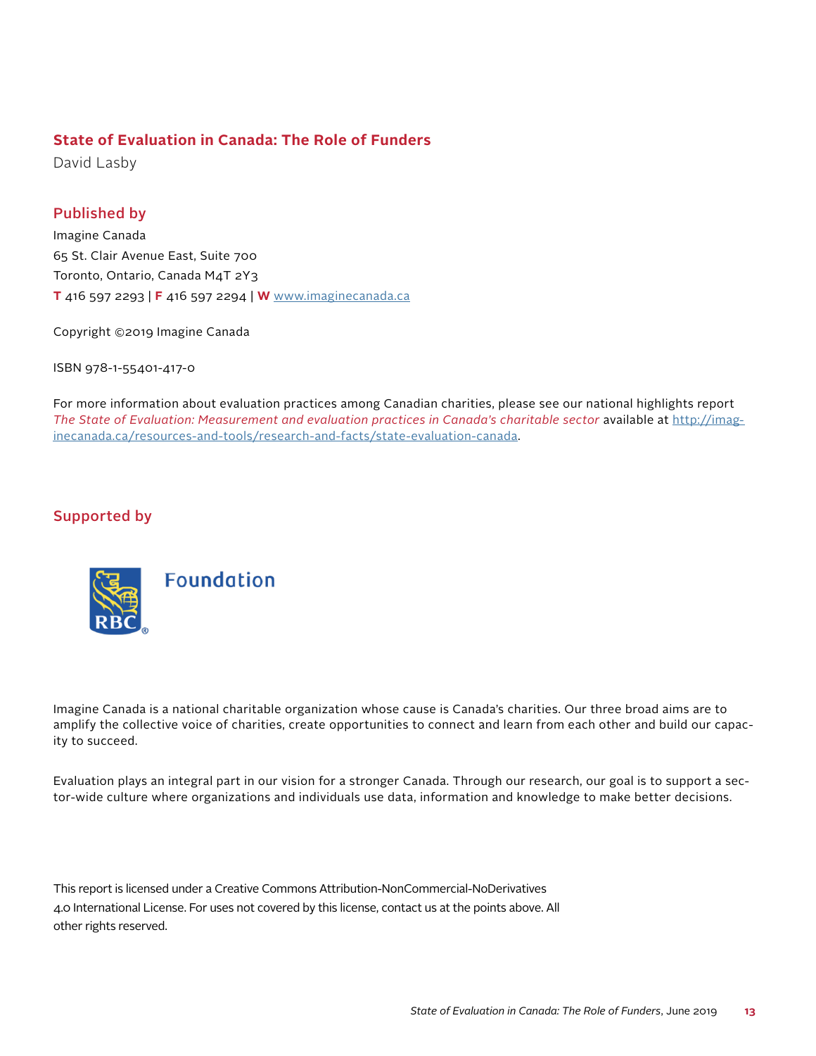## State of Evaluation in Canada: The Role of Funders

David Lasby

### Published by

Imagine Canada
65 St. Clair Avenue East, Suite 700
Toronto, Ontario, Canada M4T 2Y3
**T** 416 597 2293 | **F** 416 597 2294 | **W** www.imaginecanada.ca

Copyright ©2019 Imagine Canada

ISBN 978-1-55401-417-0

For more information about evaluation practices among Canadian charities, please see our national highlights report *The State of Evaluation: Measurement and evaluation practices in Canada's charitable sector* available at http://imaginecanada.ca/resources-and-tools/research-and-facts/state-evaluation-canada.

### Supported by

RBC Foundation

Imagine Canada is a national charitable organization whose cause is Canada's charities. Our three broad aims are to amplify the collective voice of charities, create opportunities to connect and learn from each other and build our capacity to succeed.

Evaluation plays an integral part in our vision for a stronger Canada. Through our research, our goal is to support a sector-wide culture where organizations and individuals use data, information and knowledge to make better decisions.

This report is licensed under a Creative Commons Attribution-NonCommercial-NoDerivatives 4.0 International License. For uses not covered by this license, contact us at the points above. All other rights reserved.